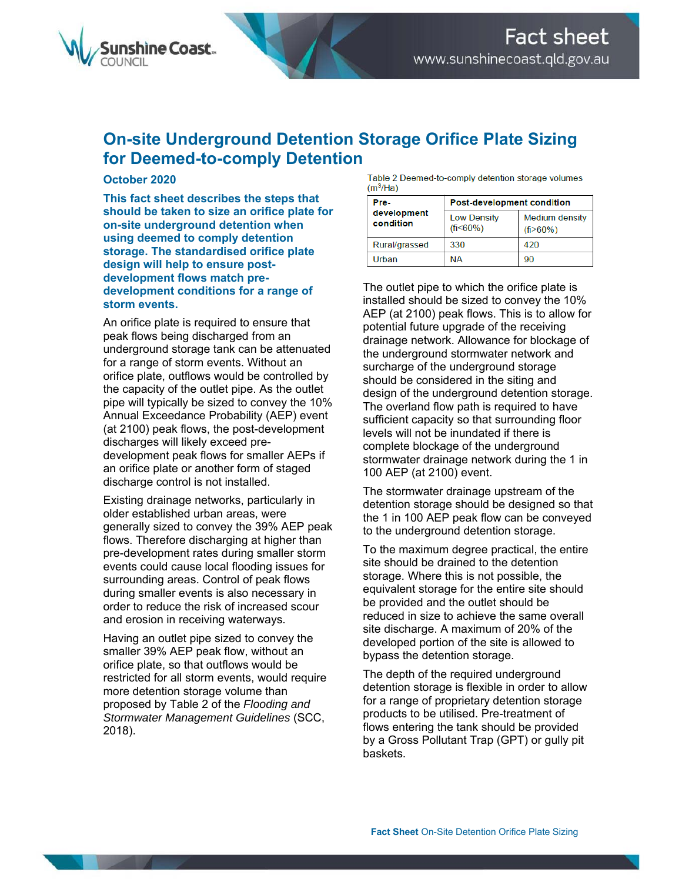# On-site Underground Detention Storage Orifice Plate Sizing for Deemed-to-comply Detention

**October 2020**

**This fact sheet describes the steps that should be taken to size an orifice plate for on-site underground detention when using deemed to comply detention storage. The standardised orifice plate design will help to ensure post-development flows match pre-development conditions for a range of storm events.**

An orifice plate is required to ensure that peak flows being discharged from an underground storage tank can be attenuated for a range of storm events. Without an orifice plate, outflows would be controlled by the capacity of the outlet pipe. As the outlet pipe will typically be sized to convey the 10% Annual Exceedance Probability (AEP) event (at 2100) peak flows, the post-development discharges will likely exceed pre-development peak flows for smaller AEPs if an orifice plate or another form of staged discharge control is not installed.

Existing drainage networks, particularly in older established urban areas, were generally sized to convey the 39% AEP peak flows. Therefore discharging at higher than pre-development rates during smaller storm events could cause local flooding issues for surrounding areas. Control of peak flows during smaller events is also necessary in order to reduce the risk of increased scour and erosion in receiving waterways.

Having an outlet pipe sized to convey the smaller 39% AEP peak flow, without an orifice plate, so that outflows would be restricted for all storm events, would require more detention storage volume than proposed by Table 2 of the *Flooding and Stormwater Management Guidelines* (SCC, 2018).

Table 2 Deemed-to-comply detention storage volumes ($m^3$/Ha)

| Pre-development condition | Post-development condition | |
|---|---|---|
| | Low Density (fi<60%) | Medium density (fi>60%) |
| Rural/grassed | 330 | 420 |
| Urban | NA | 90 |

The outlet pipe to which the orifice plate is installed should be sized to convey the 10% AEP (at 2100) peak flows. This is to allow for potential future upgrade of the receiving drainage network. Allowance for blockage of the underground stormwater network and surcharge of the underground storage should be considered in the siting and design of the underground detention storage. The overland flow path is required to have sufficient capacity so that surrounding floor levels will not be inundated if there is complete blockage of the underground stormwater drainage network during the 1 in 100 AEP (at 2100) event.

The stormwater drainage upstream of the detention storage should be designed so that the 1 in 100 AEP peak flow can be conveyed to the underground detention storage.

To the maximum degree practical, the entire site should be drained to the detention storage. Where this is not possible, the equivalent storage for the entire site should be provided and the outlet should be reduced in size to achieve the same overall site discharge. A maximum of 20% of the developed portion of the site is allowed to bypass the detention storage.

The depth of the required underground detention storage is flexible in order to allow for a range of proprietary detention storage products to be utilised. Pre-treatment of flows entering the tank should be provided by a Gross Pollutant Trap (GPT) or gully pit baskets.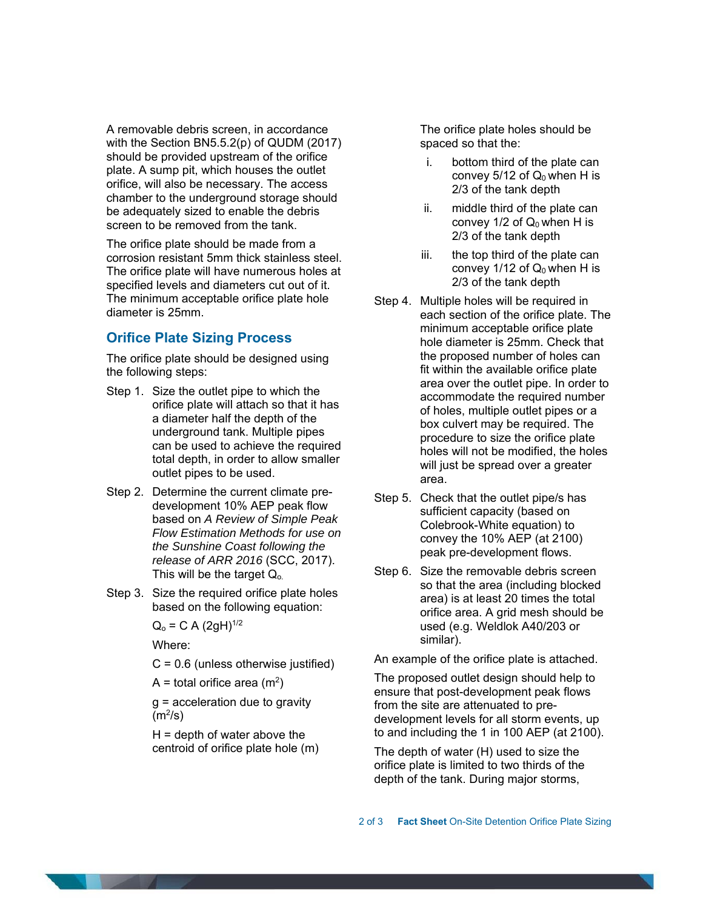A removable debris screen, in accordance with the Section BN5.5.2(p) of QUDM (2017) should be provided upstream of the orifice plate. A sump pit, which houses the outlet orifice, will also be necessary. The access chamber to the underground storage should be adequately sized to enable the debris screen to be removed from the tank.

The orifice plate should be made from a corrosion resistant 5mm thick stainless steel. The orifice plate will have numerous holes at specified levels and diameters cut out of it. The minimum acceptable orifice plate hole diameter is 25mm.

## Orifice Plate Sizing Process

The orifice plate should be designed using the following steps:

Step 1. Size the outlet pipe to which the orifice plate will attach so that it has a diameter half the depth of the underground tank. Multiple pipes can be used to achieve the required total depth, in order to allow smaller outlet pipes to be used.

Step 2. Determine the current climate pre-development 10% AEP peak flow based on *A Review of Simple Peak Flow Estimation Methods for use on the Sunshine Coast following the release of ARR 2016* (SCC, 2017). This will be the target $Q_o$.

Step 3. Size the required orifice plate holes based on the following equation:

$$Q_o = C\,A\,(2gH)^{1/2}$$

Where:

C = 0.6 (unless otherwise justified)

A = total orifice area ($m^2$)

g = acceleration due to gravity ($m^2/s$)

H = depth of water above the centroid of orifice plate hole (m)

The orifice plate holes should be spaced so that the:

i. bottom third of the plate can convey 5/12 of $Q_0$ when H is 2/3 of the tank depth

ii. middle third of the plate can convey 1/2 of $Q_0$ when H is 2/3 of the tank depth

iii. the top third of the plate can convey 1/12 of $Q_0$ when H is 2/3 of the tank depth

Step 4. Multiple holes will be required in each section of the orifice plate. The minimum acceptable orifice plate hole diameter is 25mm. Check that the proposed number of holes can fit within the available orifice plate area over the outlet pipe. In order to accommodate the required number of holes, multiple outlet pipes or a box culvert may be required. The procedure to size the orifice plate holes will not be modified, the holes will just be spread over a greater area.

Step 5. Check that the outlet pipe/s has sufficient capacity (based on Colebrook-White equation) to convey the 10% AEP (at 2100) peak pre-development flows.

Step 6. Size the removable debris screen so that the area (including blocked area) is at least 20 times the total orifice area. A grid mesh should be used (e.g. Weldlok A40/203 or similar).

An example of the orifice plate is attached.

The proposed outlet design should help to ensure that post-development peak flows from the site are attenuated to pre-development levels for all storm events, up to and including the 1 in 100 AEP (at 2100).

The depth of water (H) used to size the orifice plate is limited to two thirds of the depth of the tank. During major storms,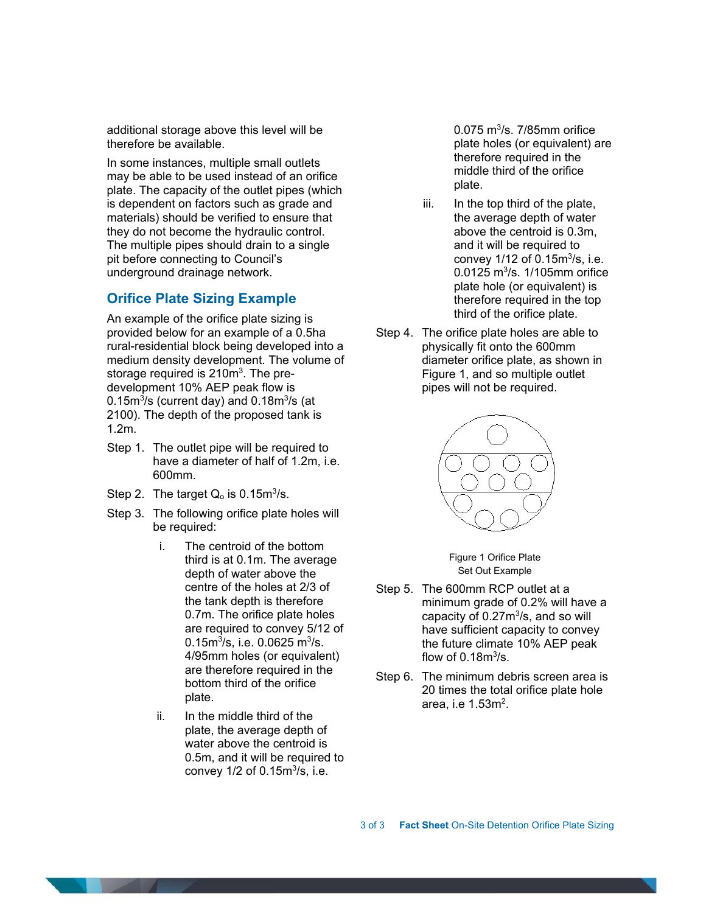additional storage above this level will be therefore be available.

In some instances, multiple small outlets may be able to be used instead of an orifice plate. The capacity of the outlet pipes (which is dependent on factors such as grade and materials) should be verified to ensure that they do not become the hydraulic control. The multiple pipes should drain to a single pit before connecting to Council's underground drainage network.

## Orifice Plate Sizing Example

An example of the orifice plate sizing is provided below for an example of a 0.5ha rural-residential block being developed into a medium density development. The volume of storage required is 210m$^3$. The pre-development 10% AEP peak flow is 0.15m$^3$/s (current day) and 0.18m$^3$/s (at 2100). The depth of the proposed tank is 1.2m.

Step 1. The outlet pipe will be required to have a diameter of half of 1.2m, i.e. 600mm.

Step 2. The target $Q_o$ is 0.15m$^3$/s.

Step 3. The following orifice plate holes will be required:

i. The centroid of the bottom third is at 0.1m. The average depth of water above the centre of the holes at 2/3 of the tank depth is therefore 0.7m. The orifice plate holes are required to convey 5/12 of 0.15m$^3$/s, i.e. 0.0625 m$^3$/s. 4/95mm holes (or equivalent) are therefore required in the bottom third of the orifice plate.

ii. In the middle third of the plate, the average depth of water above the centroid is 0.5m, and it will be required to convey 1/2 of 0.15m$^3$/s, i.e. 0.075 m$^3$/s. 7/85mm orifice plate holes (or equivalent) are therefore required in the middle third of the orifice plate.

iii. In the top third of the plate, the average depth of water above the centroid is 0.3m, and it will be required to convey 1/12 of 0.15m$^3$/s, i.e. 0.0125 m$^3$/s. 1/105mm orifice plate hole (or equivalent) is therefore required in the top third of the orifice plate.

Step 4. The orifice plate holes are able to physically fit onto the 600mm diameter orifice plate, as shown in Figure 1, and so multiple outlet pipes will not be required.

Figure 1 Orifice Plate Set Out Example

Step 5. The 600mm RCP outlet at a minimum grade of 0.2% will have a capacity of 0.27m$^3$/s, and so will have sufficient capacity to convey the future climate 10% AEP peak flow of 0.18m$^3$/s.

Step 6. The minimum debris screen area is 20 times the total orifice plate hole area, i.e 1.53m$^2$.